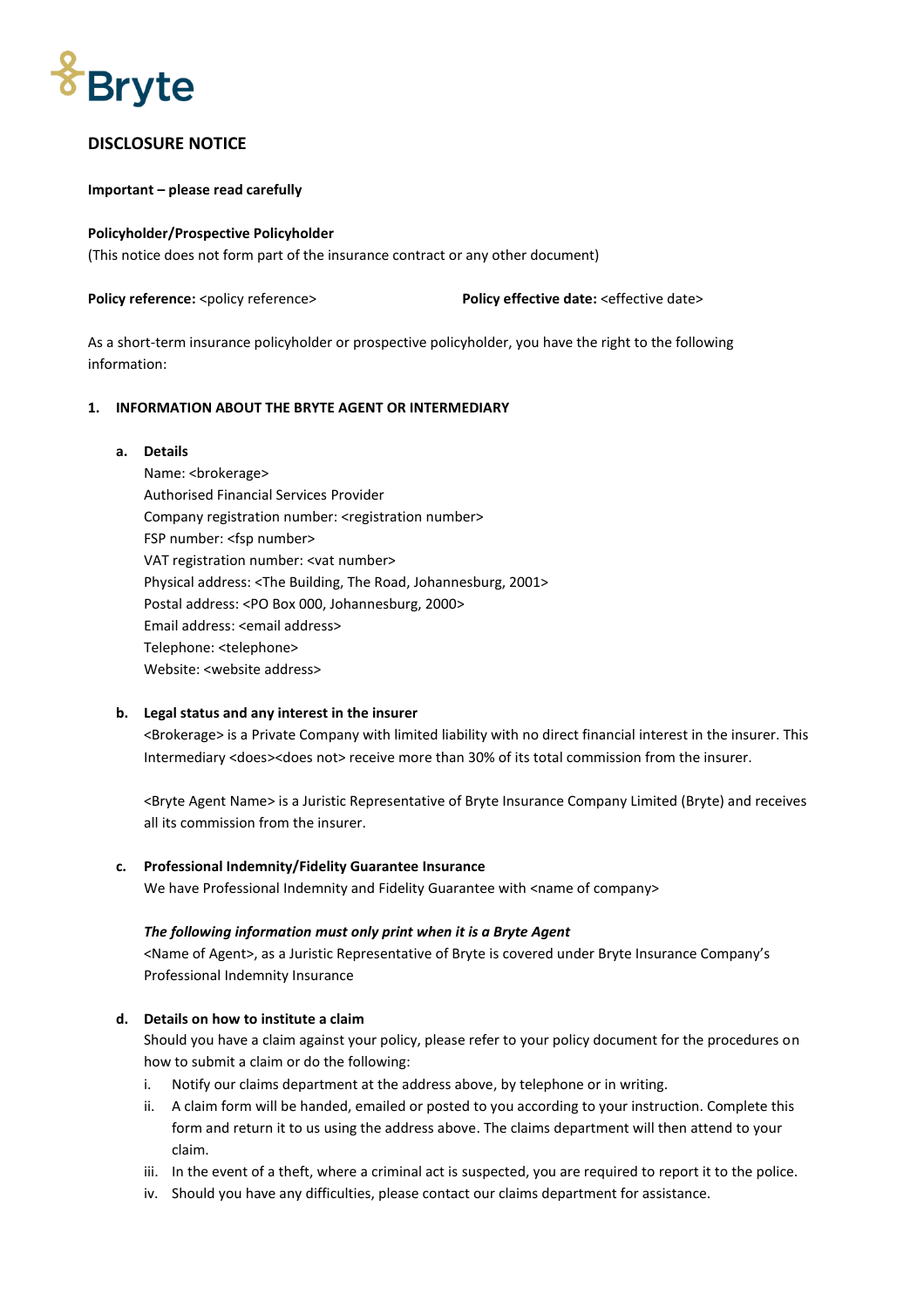Bryte

# DISCLOSURE NOTICE

**Important – please read carefully**

**Policyholder/Prospective Policyholder**
(This notice does not form part of the insurance contract or any other document)

**Policy reference:** <policy reference> **Policy effective date:** <effective date>

As a short-term insurance policyholder or prospective policyholder, you have the right to the following information:

## 1. INFORMATION ABOUT THE BRYTE AGENT OR INTERMEDIARY

### a. Details

Name: <brokerage>
Authorised Financial Services Provider
Company registration number: <registration number>
FSP number: <fsp number>
VAT registration number: <vat number>
Physical address: <The Building, The Road, Johannesburg, 2001>
Postal address: <PO Box 000, Johannesburg, 2000>
Email address: <email address>
Telephone: <telephone>
Website: <website address>

### b. Legal status and any interest in the insurer

<Brokerage> is a Private Company with limited liability with no direct financial interest in the insurer. This Intermediary <does><does not> receive more than 30% of its total commission from the insurer.

<Bryte Agent Name> is a Juristic Representative of Bryte Insurance Company Limited (Bryte) and receives all its commission from the insurer.

### c. Professional Indemnity/Fidelity Guarantee Insurance

We have Professional Indemnity and Fidelity Guarantee with <name of company>

***The following information must only print when it is a Bryte Agent***
<Name of Agent>, as a Juristic Representative of Bryte is covered under Bryte Insurance Company's Professional Indemnity Insurance

### d. Details on how to institute a claim

Should you have a claim against your policy, please refer to your policy document for the procedures on how to submit a claim or do the following:

i. Notify our claims department at the address above, by telephone or in writing.
ii. A claim form will be handed, emailed or posted to you according to your instruction. Complete this form and return it to us using the address above. The claims department will then attend to your claim.
iii. In the event of a theft, where a criminal act is suspected, you are required to report it to the police.
iv. Should you have any difficulties, please contact our claims department for assistance.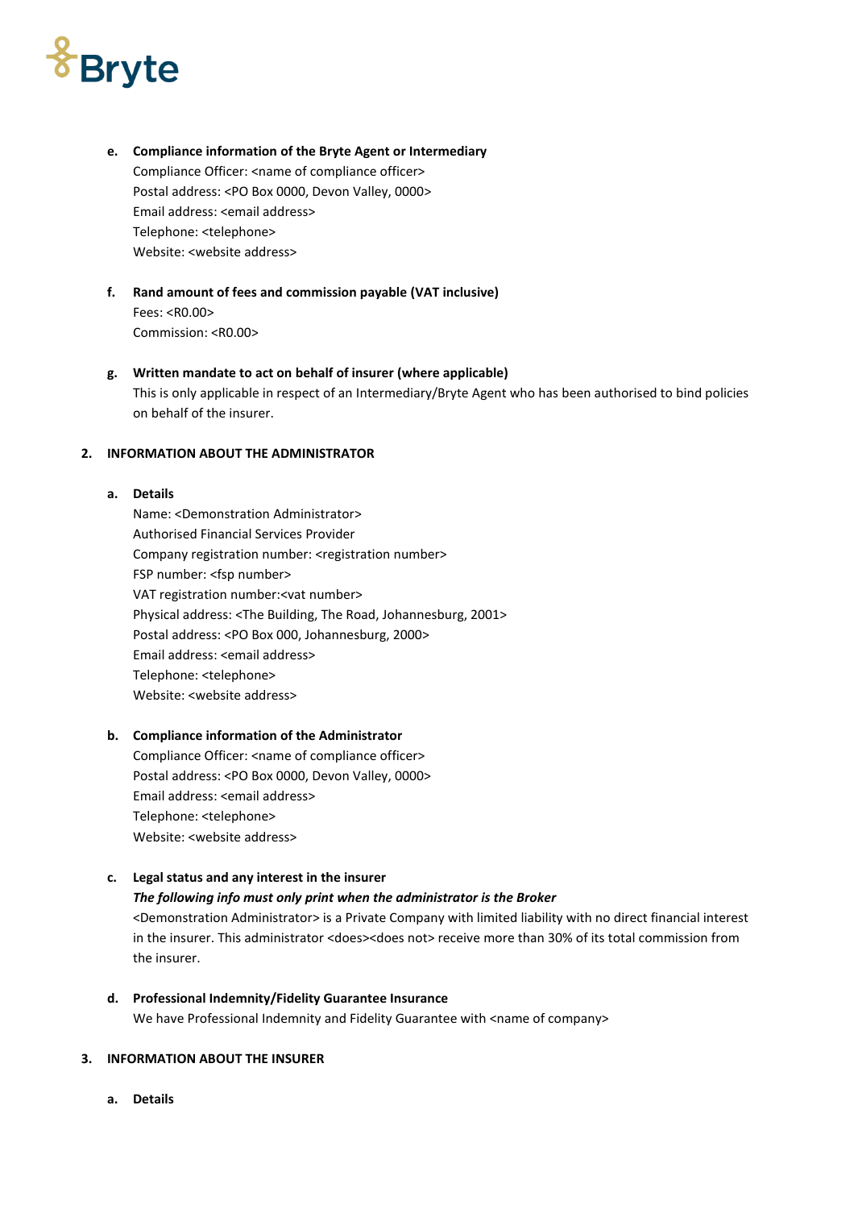**e. Compliance information of the Bryte Agent or Intermediary**
Compliance Officer: <name of compliance officer>
Postal address: <PO Box 0000, Devon Valley, 0000>
Email address: <email address>
Telephone: <telephone>
Website: <website address>

**f. Rand amount of fees and commission payable (VAT inclusive)**
Fees: <R0.00>
Commission: <R0.00>

**g. Written mandate to act on behalf of insurer (where applicable)**
This is only applicable in respect of an Intermediary/Bryte Agent who has been authorised to bind policies on behalf of the insurer.

## 2. INFORMATION ABOUT THE ADMINISTRATOR

**a. Details**
Name: <Demonstration Administrator>
Authorised Financial Services Provider
Company registration number: <registration number>
FSP number: <fsp number>
VAT registration number:<vat number>
Physical address: <The Building, The Road, Johannesburg, 2001>
Postal address: <PO Box 000, Johannesburg, 2000>
Email address: <email address>
Telephone: <telephone>
Website: <website address>

**b. Compliance information of the Administrator**
Compliance Officer: <name of compliance officer>
Postal address: <PO Box 0000, Devon Valley, 0000>
Email address: <email address>
Telephone: <telephone>
Website: <website address>

**c. Legal status and any interest in the insurer**
***The following info must only print when the administrator is the Broker***
<Demonstration Administrator> is a Private Company with limited liability with no direct financial interest in the insurer. This administrator <does><does not> receive more than 30% of its total commission from the insurer.

**d. Professional Indemnity/Fidelity Guarantee Insurance**
We have Professional Indemnity and Fidelity Guarantee with <name of company>

## 3. INFORMATION ABOUT THE INSURER

**a. Details**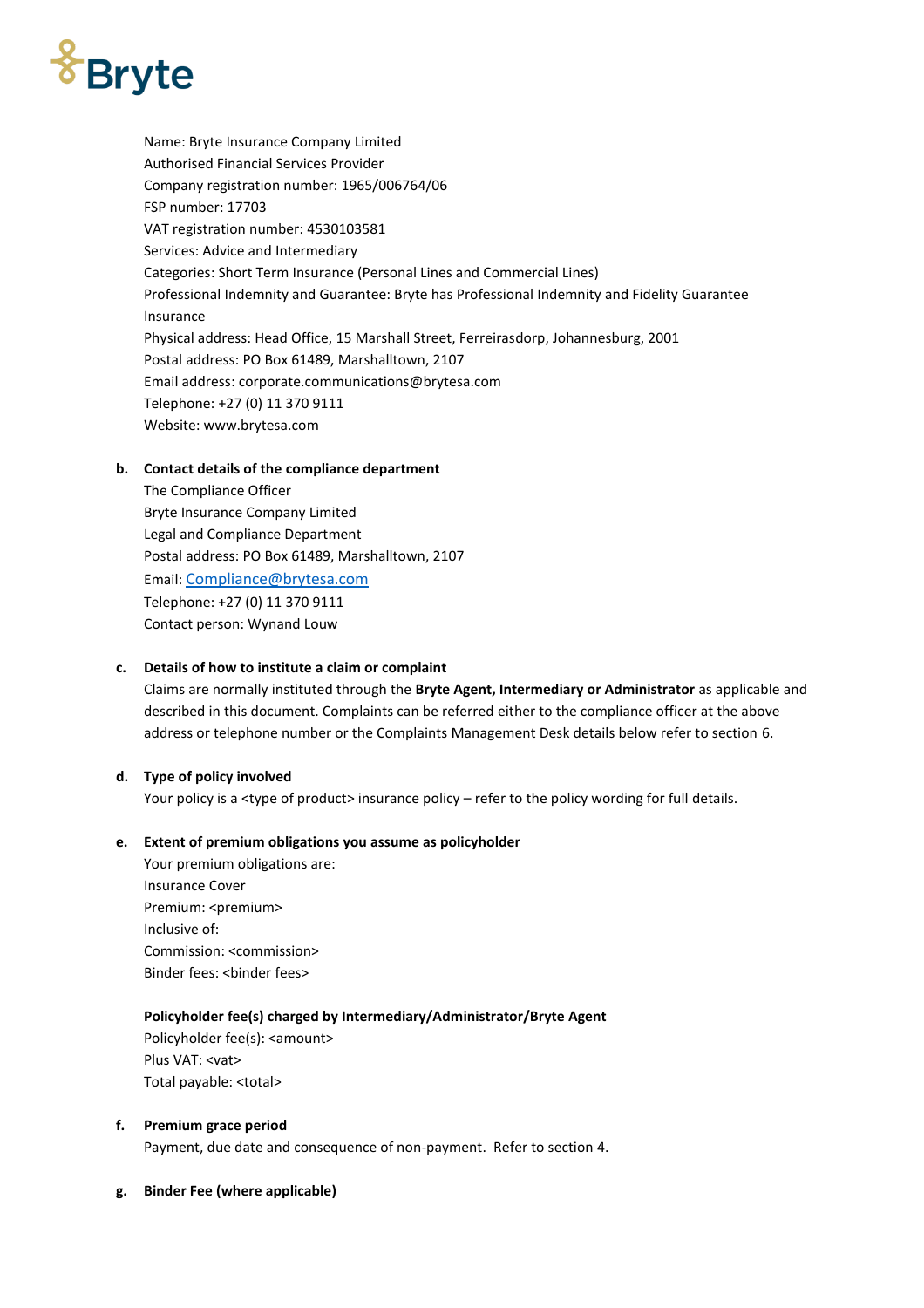Name: Bryte Insurance Company Limited
Authorised Financial Services Provider
Company registration number: 1965/006764/06
FSP number: 17703
VAT registration number: 4530103581
Services: Advice and Intermediary
Categories: Short Term Insurance (Personal Lines and Commercial Lines)
Professional Indemnity and Guarantee: Bryte has Professional Indemnity and Fidelity Guarantee Insurance
Physical address: Head Office, 15 Marshall Street, Ferreirasdorp, Johannesburg, 2001
Postal address: PO Box 61489, Marshalltown, 2107
Email address: corporate.communications@brytesa.com
Telephone: +27 (0) 11 370 9111
Website: www.brytesa.com

**b. Contact details of the compliance department**

The Compliance Officer
Bryte Insurance Company Limited
Legal and Compliance Department
Postal address: PO Box 61489, Marshalltown, 2107
Email: Compliance@brytesa.com
Telephone: +27 (0) 11 370 9111
Contact person: Wynand Louw

**c. Details of how to institute a claim or complaint**

Claims are normally instituted through the **Bryte Agent, Intermediary or Administrator** as applicable and described in this document. Complaints can be referred either to the compliance officer at the above address or telephone number or the Complaints Management Desk details below refer to section 6.

**d. Type of policy involved**

Your policy is a <type of product> insurance policy – refer to the policy wording for full details.

**e. Extent of premium obligations you assume as policyholder**

Your premium obligations are:
Insurance Cover
Premium: <premium>
Inclusive of:
Commission: <commission>
Binder fees: <binder fees>

**Policyholder fee(s) charged by Intermediary/Administrator/Bryte Agent**

Policyholder fee(s): <amount>
Plus VAT: <vat>
Total payable: <total>

**f. Premium grace period**

Payment, due date and consequence of non-payment. Refer to section 4.

**g. Binder Fee (where applicable)**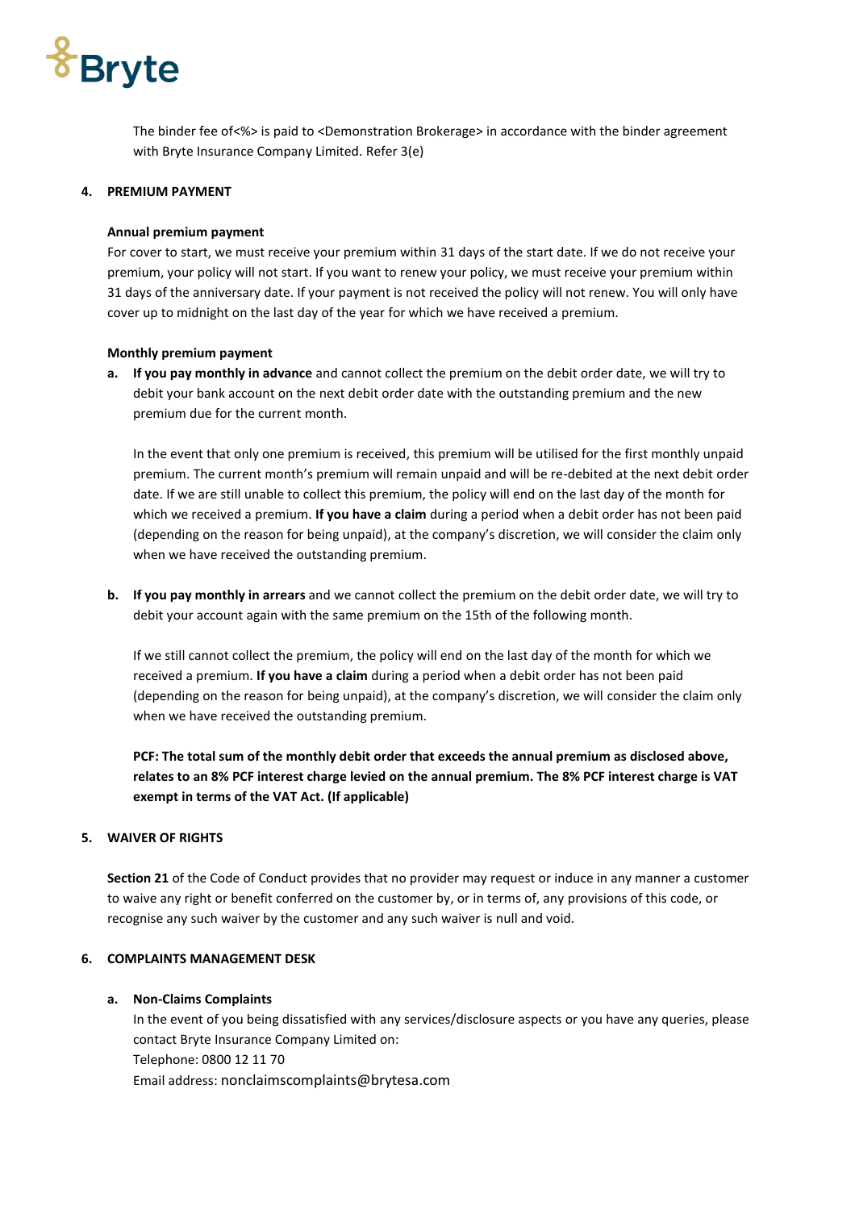The binder fee of<%> is paid to <Demonstration Brokerage> in accordance with the binder agreement with Bryte Insurance Company Limited. Refer 3(e)

## 4. PREMIUM PAYMENT

**Annual premium payment**

For cover to start, we must receive your premium within 31 days of the start date. If we do not receive your premium, your policy will not start. If you want to renew your policy, we must receive your premium within 31 days of the anniversary date. If your payment is not received the policy will not renew. You will only have cover up to midnight on the last day of the year for which we have received a premium.

**Monthly premium payment**

**a.** **If you pay monthly in advance** and cannot collect the premium on the debit order date, we will try to debit your bank account on the next debit order date with the outstanding premium and the new premium due for the current month.

In the event that only one premium is received, this premium will be utilised for the first monthly unpaid premium. The current month's premium will remain unpaid and will be re-debited at the next debit order date. If we are still unable to collect this premium, the policy will end on the last day of the month for which we received a premium. **If you have a claim** during a period when a debit order has not been paid (depending on the reason for being unpaid), at the company's discretion, we will consider the claim only when we have received the outstanding premium.

**b.** **If you pay monthly in arrears** and we cannot collect the premium on the debit order date, we will try to debit your account again with the same premium on the 15th of the following month.

If we still cannot collect the premium, the policy will end on the last day of the month for which we received a premium. **If you have a claim** during a period when a debit order has not been paid (depending on the reason for being unpaid), at the company's discretion, we will consider the claim only when we have received the outstanding premium.

**PCF: The total sum of the monthly debit order that exceeds the annual premium as disclosed above, relates to an 8% PCF interest charge levied on the annual premium. The 8% PCF interest charge is VAT exempt in terms of the VAT Act. (If applicable)**

## 5. WAIVER OF RIGHTS

**Section 21** of the Code of Conduct provides that no provider may request or induce in any manner a customer to waive any right or benefit conferred on the customer by, or in terms of, any provisions of this code, or recognise any such waiver by the customer and any such waiver is null and void.

## 6. COMPLAINTS MANAGEMENT DESK

**a. Non-Claims Complaints**

In the event of you being dissatisfied with any services/disclosure aspects or you have any queries, please contact Bryte Insurance Company Limited on:
Telephone: 0800 12 11 70
Email address: nonclaimscomplaints@brytesa.com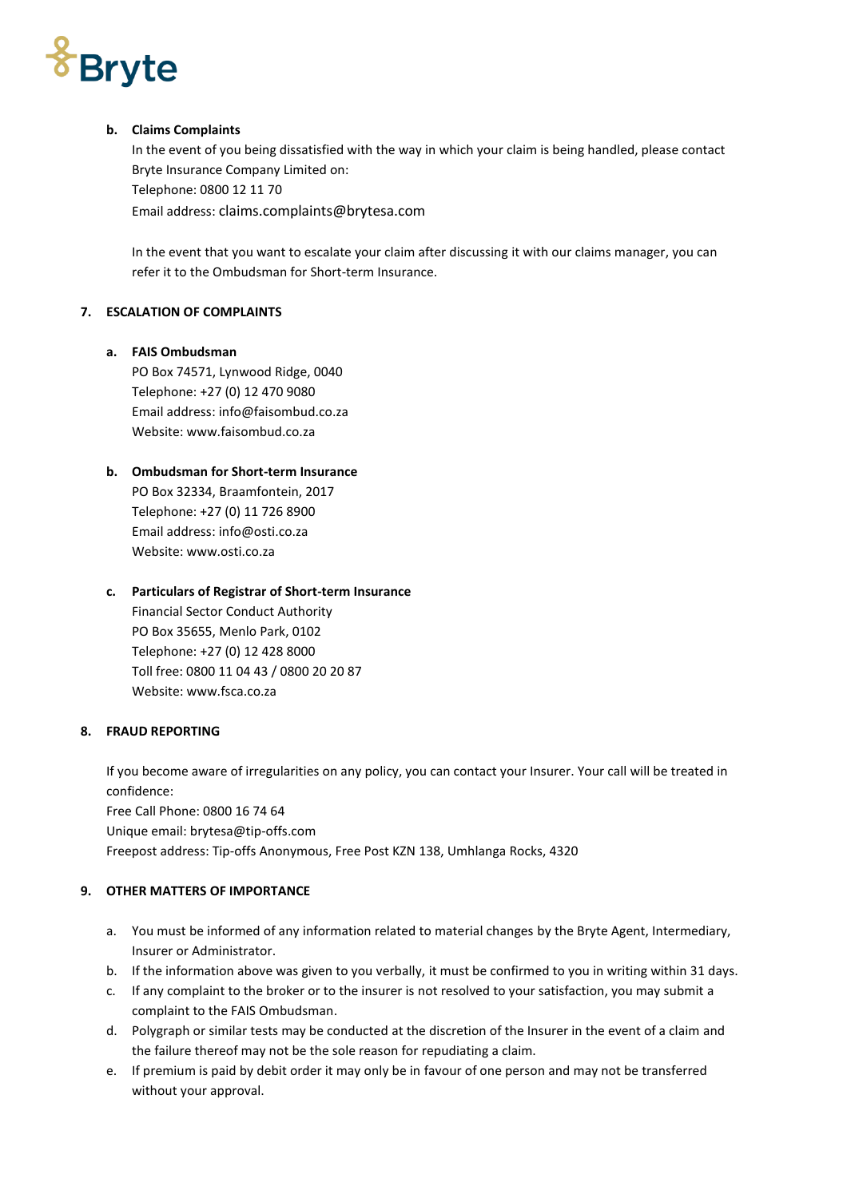**b. Claims Complaints**

In the event of you being dissatisfied with the way in which your claim is being handled, please contact Bryte Insurance Company Limited on:
Telephone: 0800 12 11 70
Email address: claims.complaints@brytesa.com

In the event that you want to escalate your claim after discussing it with our claims manager, you can refer it to the Ombudsman for Short-term Insurance.

## 7. ESCALATION OF COMPLAINTS

**a. FAIS Ombudsman**

PO Box 74571, Lynwood Ridge, 0040
Telephone: +27 (0) 12 470 9080
Email address: info@faisombud.co.za
Website: www.faisombud.co.za

**b. Ombudsman for Short-term Insurance**

PO Box 32334, Braamfontein, 2017
Telephone: +27 (0) 11 726 8900
Email address: info@osti.co.za
Website: www.osti.co.za

**c. Particulars of Registrar of Short-term Insurance**

Financial Sector Conduct Authority
PO Box 35655, Menlo Park, 0102
Telephone: +27 (0) 12 428 8000
Toll free: 0800 11 04 43 / 0800 20 20 87
Website: www.fsca.co.za

## 8. FRAUD REPORTING

If you become aware of irregularities on any policy, you can contact your Insurer. Your call will be treated in confidence:
Free Call Phone: 0800 16 74 64
Unique email: brytesa@tip-offs.com
Freepost address: Tip-offs Anonymous, Free Post KZN 138, Umhlanga Rocks, 4320

## 9. OTHER MATTERS OF IMPORTANCE

a. You must be informed of any information related to material changes by the Bryte Agent, Intermediary, Insurer or Administrator.
b. If the information above was given to you verbally, it must be confirmed to you in writing within 31 days.
c. If any complaint to the broker or to the insurer is not resolved to your satisfaction, you may submit a complaint to the FAIS Ombudsman.
d. Polygraph or similar tests may be conducted at the discretion of the Insurer in the event of a claim and the failure thereof may not be the sole reason for repudiating a claim.
e. If premium is paid by debit order it may only be in favour of one person and may not be transferred without your approval.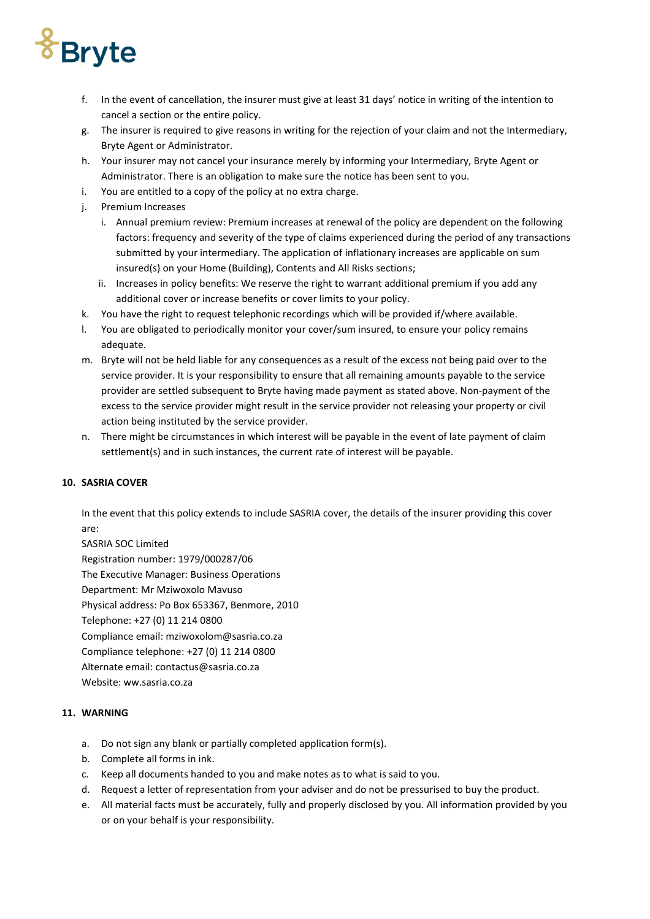f. In the event of cancellation, the insurer must give at least 31 days' notice in writing of the intention to cancel a section or the entire policy.
g. The insurer is required to give reasons in writing for the rejection of your claim and not the Intermediary, Bryte Agent or Administrator.
h. Your insurer may not cancel your insurance merely by informing your Intermediary, Bryte Agent or Administrator. There is an obligation to make sure the notice has been sent to you.
i. You are entitled to a copy of the policy at no extra charge.
j. Premium Increases
   i. Annual premium review: Premium increases at renewal of the policy are dependent on the following factors: frequency and severity of the type of claims experienced during the period of any transactions submitted by your intermediary. The application of inflationary increases are applicable on sum insured(s) on your Home (Building), Contents and All Risks sections;
   ii. Increases in policy benefits: We reserve the right to warrant additional premium if you add any additional cover or increase benefits or cover limits to your policy.
k. You have the right to request telephonic recordings which will be provided if/where available.
l. You are obligated to periodically monitor your cover/sum insured, to ensure your policy remains adequate.
m. Bryte will not be held liable for any consequences as a result of the excess not being paid over to the service provider. It is your responsibility to ensure that all remaining amounts payable to the service provider are settled subsequent to Bryte having made payment as stated above. Non-payment of the excess to the service provider might result in the service provider not releasing your property or civil action being instituted by the service provider.
n. There might be circumstances in which interest will be payable in the event of late payment of claim settlement(s) and in such instances, the current rate of interest will be payable.

## 10. SASRIA COVER

In the event that this policy extends to include SASRIA cover, the details of the insurer providing this cover are:
SASRIA SOC Limited
Registration number: 1979/000287/06
The Executive Manager: Business Operations
Department: Mr Mziwoxolo Mavuso
Physical address: Po Box 653367, Benmore, 2010
Telephone: +27 (0) 11 214 0800
Compliance email: mziwoxolom@sasria.co.za
Compliance telephone: +27 (0) 11 214 0800
Alternate email: contactus@sasria.co.za
Website: ww.sasria.co.za

## 11. WARNING

a. Do not sign any blank or partially completed application form(s).
b. Complete all forms in ink.
c. Keep all documents handed to you and make notes as to what is said to you.
d. Request a letter of representation from your adviser and do not be pressurised to buy the product.
e. All material facts must be accurately, fully and properly disclosed by you. All information provided by you or on your behalf is your responsibility.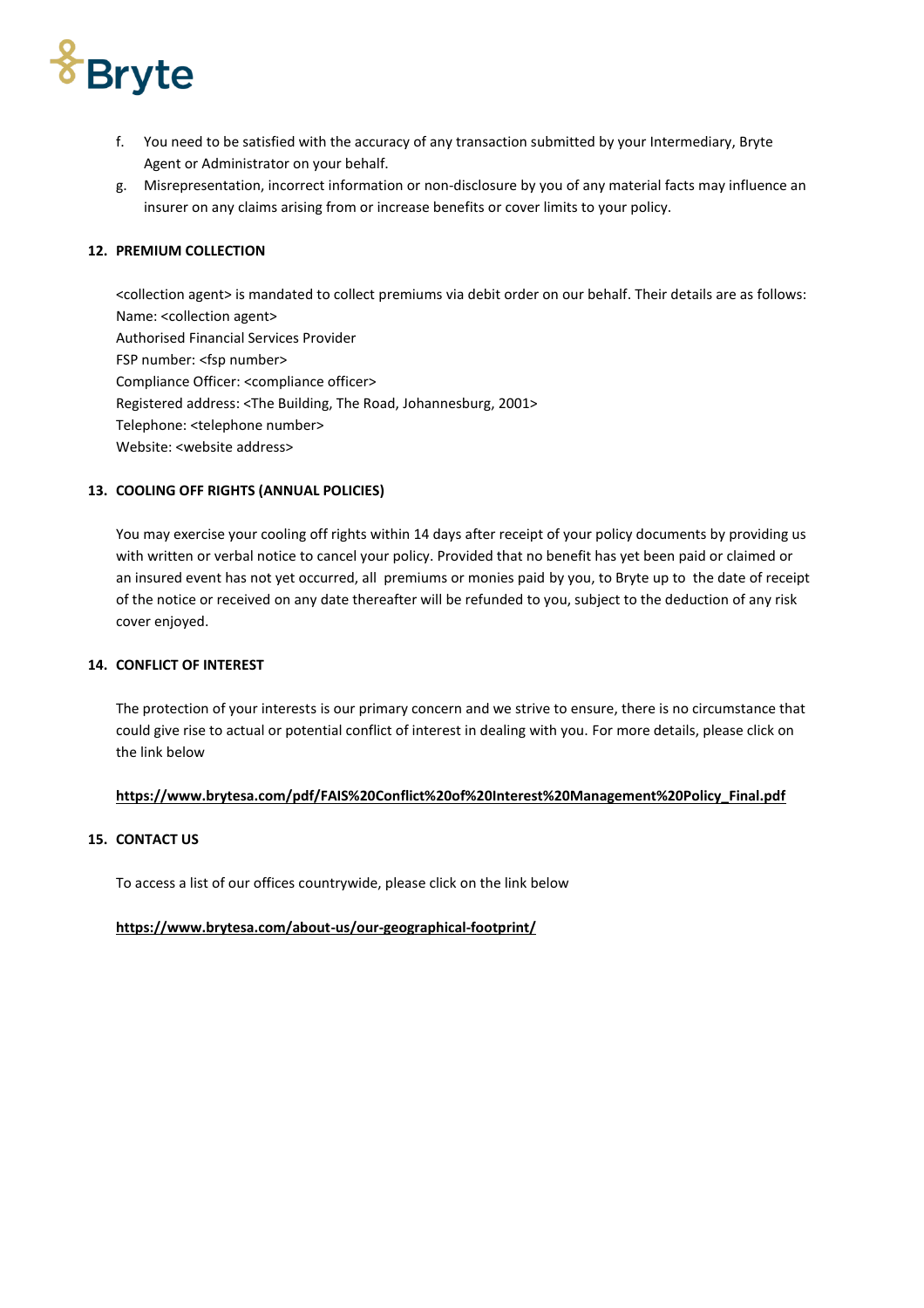f. You need to be satisfied with the accuracy of any transaction submitted by your Intermediary, Bryte Agent or Administrator on your behalf.
g. Misrepresentation, incorrect information or non-disclosure by you of any material facts may influence an insurer on any claims arising from or increase benefits or cover limits to your policy.

## 12. PREMIUM COLLECTION

<collection agent> is mandated to collect premiums via debit order on our behalf. Their details are as follows:
Name: <collection agent>
Authorised Financial Services Provider
FSP number: <fsp number>
Compliance Officer: <compliance officer>
Registered address: <The Building, The Road, Johannesburg, 2001>
Telephone: <telephone number>
Website: <website address>

## 13. COOLING OFF RIGHTS (ANNUAL POLICIES)

You may exercise your cooling off rights within 14 days after receipt of your policy documents by providing us with written or verbal notice to cancel your policy. Provided that no benefit has yet been paid or claimed or an insured event has not yet occurred, all premiums or monies paid by you, to Bryte up to the date of receipt of the notice or received on any date thereafter will be refunded to you, subject to the deduction of any risk cover enjoyed.

## 14. CONFLICT OF INTEREST

The protection of your interests is our primary concern and we strive to ensure, there is no circumstance that could give rise to actual or potential conflict of interest in dealing with you. For more details, please click on the link below

**https://www.brytesa.com/pdf/FAIS%20Conflict%20of%20Interest%20Management%20Policy_Final.pdf**

## 15. CONTACT US

To access a list of our offices countrywide, please click on the link below

**https://www.brytesa.com/about-us/our-geographical-footprint/**